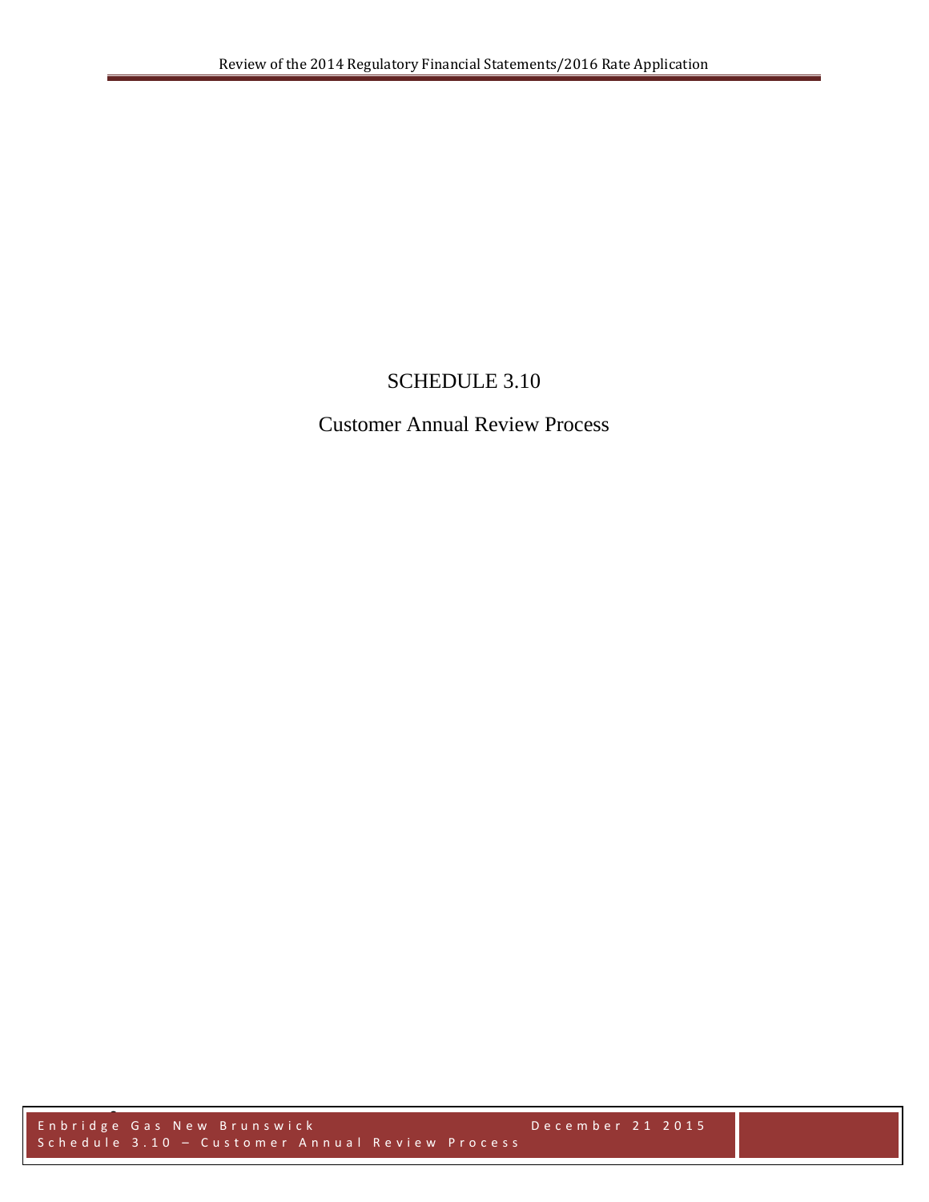# SCHEDULE 3.10

## Customer Annual Review Process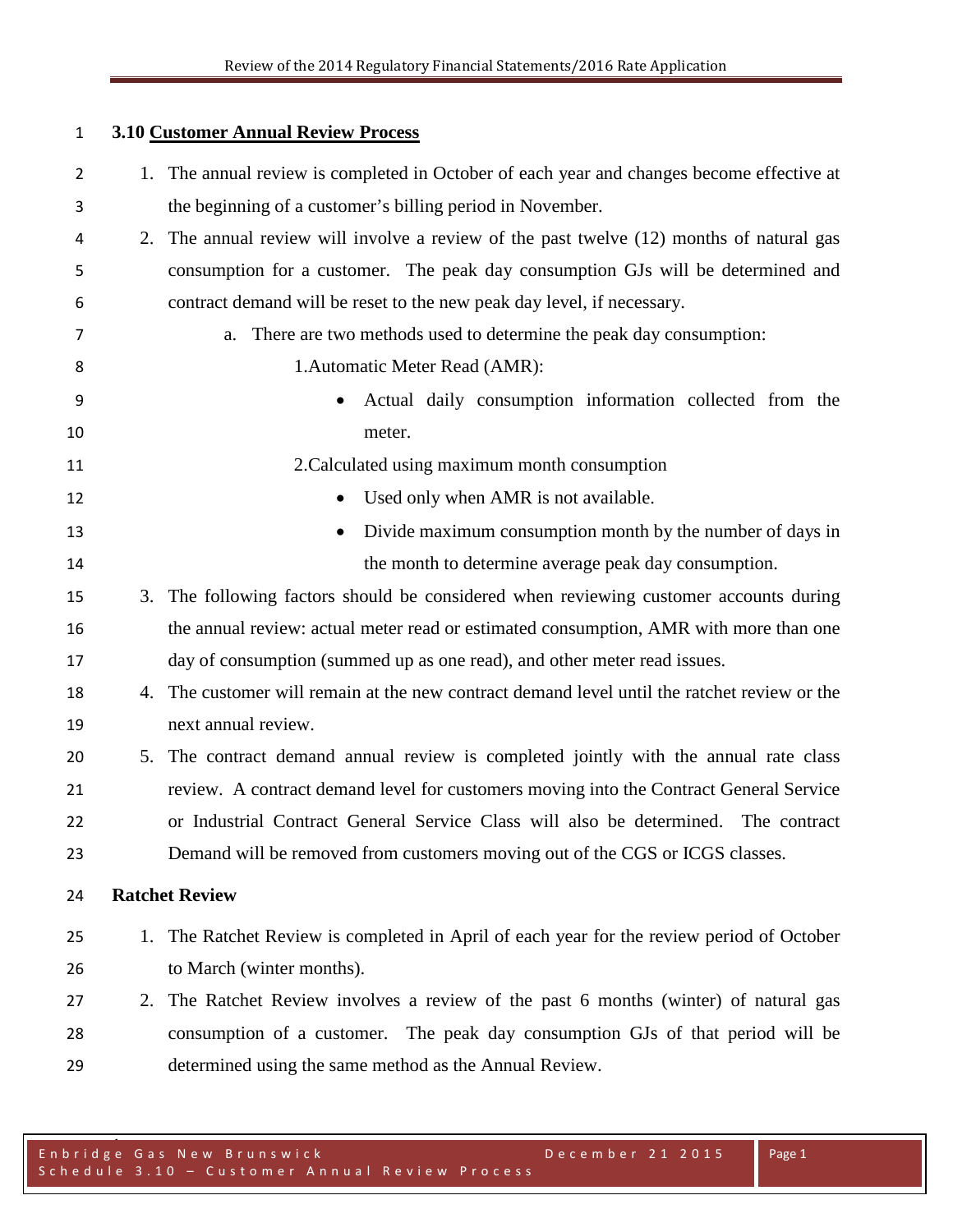## 3.10 Customer Annual Review Process

1. The annual review is completed in October of each year and changes become effective at the beginning of a customer's billing period in November.
2. The annual review will involve a review of the past twelve (12) months of natural gas consumption for a customer. The peak day consumption GJs will be determined and contract demand will be reset to the new peak day level, if necessary.
   a. There are two methods used to determine the peak day consumption:
      1. Automatic Meter Read (AMR):
         - Actual daily consumption information collected from the meter.
      2. Calculated using maximum month consumption
         - Used only when AMR is not available.
         - Divide maximum consumption month by the number of days in the month to determine average peak day consumption.
3. The following factors should be considered when reviewing customer accounts during the annual review: actual meter read or estimated consumption, AMR with more than one day of consumption (summed up as one read), and other meter read issues.
4. The customer will remain at the new contract demand level until the ratchet review or the next annual review.
5. The contract demand annual review is completed jointly with the annual rate class review. A contract demand level for customers moving into the Contract General Service or Industrial Contract General Service Class will also be determined. The contract Demand will be removed from customers moving out of the CGS or ICGS classes.

### Ratchet Review

1. The Ratchet Review is completed in April of each year for the review period of October to March (winter months).
2. The Ratchet Review involves a review of the past 6 months (winter) of natural gas consumption of a customer. The peak day consumption GJs of that period will be determined using the same method as the Annual Review.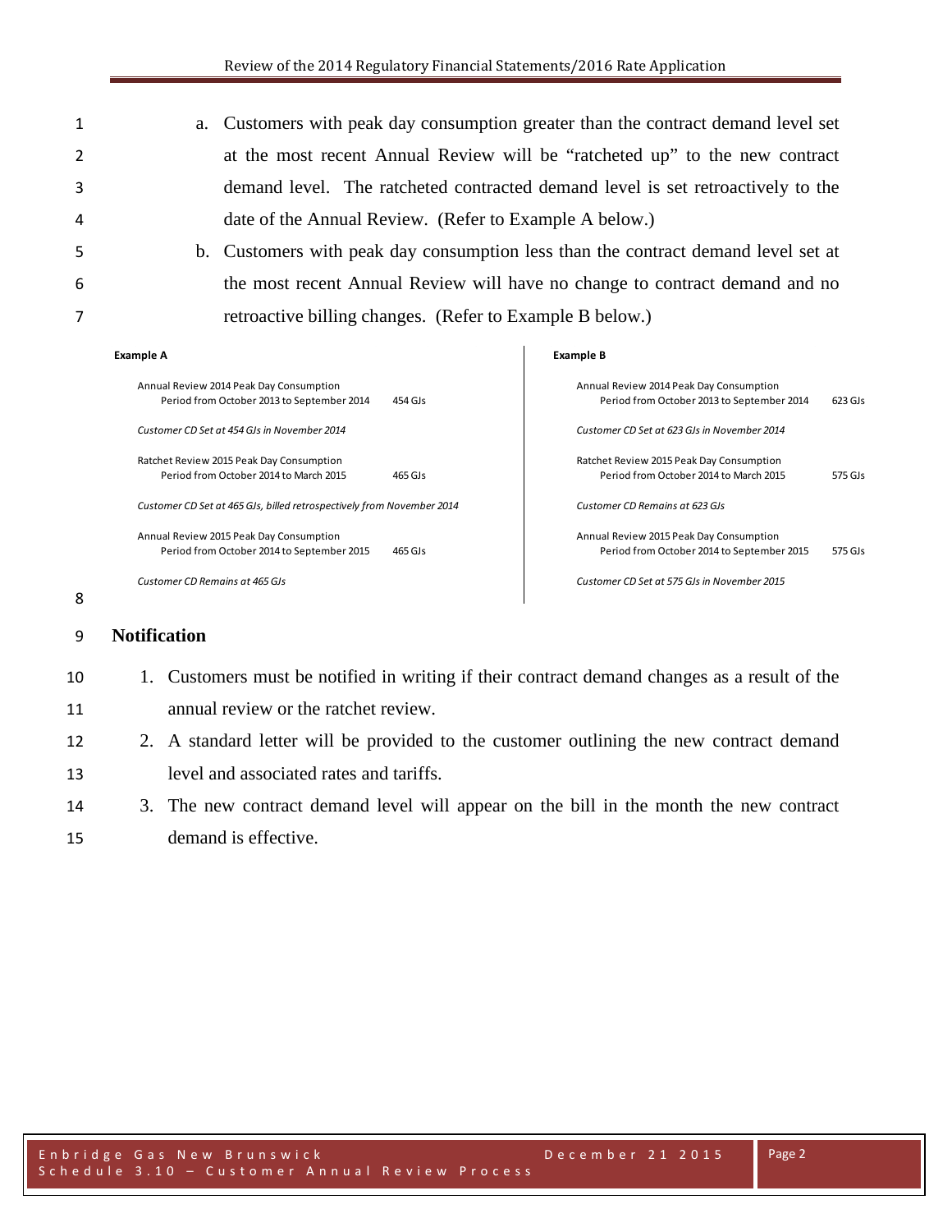a. Customers with peak day consumption greater than the contract demand level set at the most recent Annual Review will be "ratcheted up" to the new contract demand level. The ratcheted contracted demand level is set retroactively to the date of the Annual Review. (Refer to Example A below.)

b. Customers with peak day consumption less than the contract demand level set at the most recent Annual Review will have no change to contract demand and no retroactive billing changes. (Refer to Example B below.)

**Example A**

| | |
|---|---|
| Annual Review 2014 Peak Day Consumption<br>Period from October 2013 to September 2014 | 454 GJs |
| *Customer CD Set at 454 GJs in November 2014* | |
| Ratchet Review 2015 Peak Day Consumption<br>Period from October 2014 to March 2015 | 465 GJs |
| *Customer CD Set at 465 GJs, billed retrospectively from November 2014* | |
| Annual Review 2015 Peak Day Consumption<br>Period from October 2014 to September 2015 | 465 GJs |
| *Customer CD Remains at 465 GJs* | |

**Example B**

| | |
|---|---|
| Annual Review 2014 Peak Day Consumption<br>Period from October 2013 to September 2014 | 623 GJs |
| *Customer CD Set at 623 GJs in November 2014* | |
| Ratchet Review 2015 Peak Day Consumption<br>Period from October 2014 to March 2015 | 575 GJs |
| *Customer CD Remains at 623 GJs* | |
| Annual Review 2015 Peak Day Consumption<br>Period from October 2014 to September 2015 | 575 GJs |
| *Customer CD Set at 575 GJs in November 2015* | |

## Notification

1. Customers must be notified in writing if their contract demand changes as a result of the annual review or the ratchet review.
2. A standard letter will be provided to the customer outlining the new contract demand level and associated rates and tariffs.
3. The new contract demand level will appear on the bill in the month the new contract demand is effective.